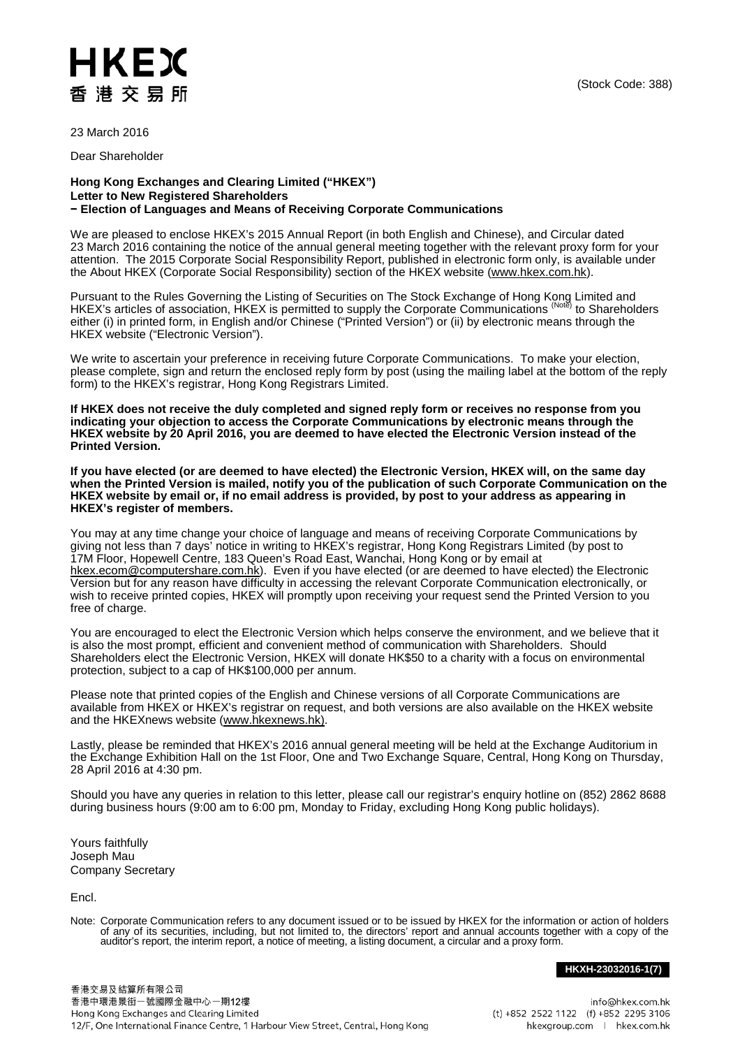HKEX
香港交易所

(Stock Code: 388)

23 March 2016

Dear Shareholder

**Hong Kong Exchanges and Clearing Limited ("HKEX")**
**Letter to New Registered Shareholders**
**– Election of Languages and Means of Receiving Corporate Communications**

We are pleased to enclose HKEX's 2015 Annual Report (in both English and Chinese), and Circular dated 23 March 2016 containing the notice of the annual general meeting together with the relevant proxy form for your attention. The 2015 Corporate Social Responsibility Report, published in electronic form only, is available under the About HKEX (Corporate Social Responsibility) section of the HKEX website (www.hkex.com.hk).

Pursuant to the Rules Governing the Listing of Securities on The Stock Exchange of Hong Kong Limited and HKEX's articles of association, HKEX is permitted to supply the Corporate Communications [(Note)] to Shareholders either (i) in printed form, in English and/or Chinese ("Printed Version") or (ii) by electronic means through the HKEX website ("Electronic Version").

We write to ascertain your preference in receiving future Corporate Communications. To make your election, please complete, sign and return the enclosed reply form by post (using the mailing label at the bottom of the reply form) to the HKEX's registrar, Hong Kong Registrars Limited.

**If HKEX does not receive the duly completed and signed reply form or receives no response from you indicating your objection to access the Corporate Communications by electronic means through the HKEX website by 20 April 2016, you are deemed to have elected the Electronic Version instead of the Printed Version.**

**If you have elected (or are deemed to have elected) the Electronic Version, HKEX will, on the same day when the Printed Version is mailed, notify you of the publication of such Corporate Communication on the HKEX website by email or, if no email address is provided, by post to your address as appearing in HKEX's register of members.**

You may at any time change your choice of language and means of receiving Corporate Communications by giving not less than 7 days' notice in writing to HKEX's registrar, Hong Kong Registrars Limited (by post to 17M Floor, Hopewell Centre, 183 Queen's Road East, Wanchai, Hong Kong or by email at hkex.ecom@computershare.com.hk). Even if you have elected (or are deemed to have elected) the Electronic Version but for any reason have difficulty in accessing the relevant Corporate Communication electronically, or wish to receive printed copies, HKEX will promptly upon receiving your request send the Printed Version to you free of charge.

You are encouraged to elect the Electronic Version which helps conserve the environment, and we believe that it is also the most prompt, efficient and convenient method of communication with Shareholders. Should Shareholders elect the Electronic Version, HKEX will donate HK$50 to a charity with a focus on environmental protection, subject to a cap of HK$100,000 per annum.

Please note that printed copies of the English and Chinese versions of all Corporate Communications are available from HKEX or HKEX's registrar on request, and both versions are also available on the HKEX website and the HKEXnews website (www.hkexnews.hk).

Lastly, please be reminded that HKEX's 2016 annual general meeting will be held at the Exchange Auditorium in the Exchange Exhibition Hall on the 1st Floor, One and Two Exchange Square, Central, Hong Kong on Thursday, 28 April 2016 at 4:30 pm.

Should you have any queries in relation to this letter, please call our registrar's enquiry hotline on (852) 2862 8688 during business hours (9:00 am to 6:00 pm, Monday to Friday, excluding Hong Kong public holidays).

Yours faithfully
Joseph Mau
Company Secretary

Encl.

Note: Corporate Communication refers to any document issued or to be issued by HKEX for the information or action of holders of any of its securities, including, but not limited to, the directors' report and annual accounts together with a copy of the auditor's report, the interim report, a notice of meeting, a listing document, a circular and a proxy form.

**HKXH-23032016-1(7)**

香港交易及結算所有限公司
香港中環港景街一號國際金融中心一期12樓
Hong Kong Exchanges and Clearing Limited
12/F, One International Finance Centre, 1 Harbour View Street, Central, Hong Kong

info@hkex.com.hk
(t) +852 2522 1122 (f) +852 2295 3106
hkexgroup.com | hkex.com.hk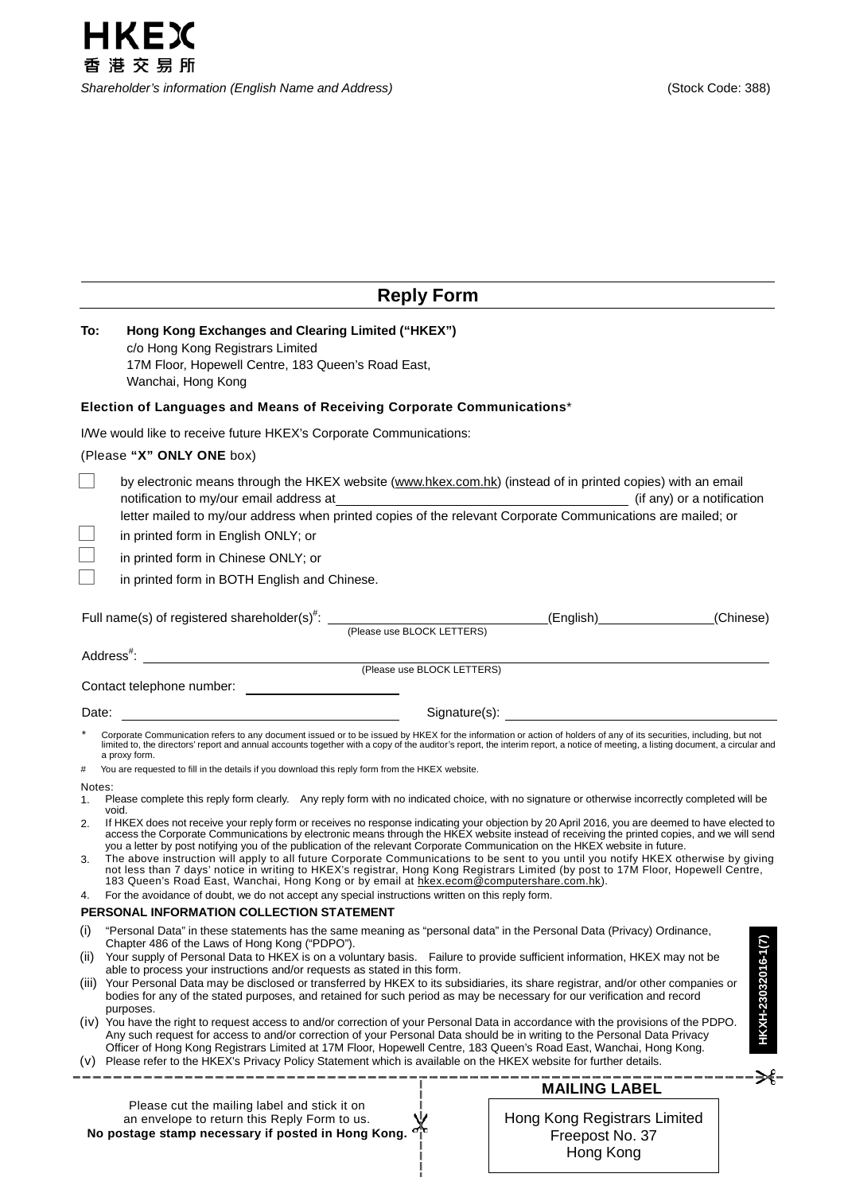HKEX
香港交易所

*Shareholder's information (English Name and Address)* (Stock Code: 388)

## Reply Form

**To:** **Hong Kong Exchanges and Clearing Limited ("HKEX")**
c/o Hong Kong Registrars Limited
17M Floor, Hopewell Centre, 183 Queen's Road East,
Wanchai, Hong Kong

**Election of Languages and Means of Receiving Corporate Communications***

I/We would like to receive future HKEX's Corporate Communications:

(Please **"X" ONLY ONE** box)

☐ by electronic means through the HKEX website (www.hkex.com.hk) (instead of in printed copies) with an email notification to my/our email address at \_\_\_\_\_\_\_\_\_\_\_\_\_\_\_\_\_\_\_\_ (if any) or a notification letter mailed to my/our address when printed copies of the relevant Corporate Communications are mailed; or

☐ in printed form in English ONLY; or

☐ in printed form in Chinese ONLY; or

☐ in printed form in BOTH English and Chinese.

Full name(s) of registered shareholder(s)#: \_\_\_\_\_\_\_\_\_\_\_\_\_\_\_\_\_\_\_\_ (English) \_\_\_\_\_\_\_\_\_\_\_\_ (Chinese)
(Please use BLOCK LETTERS)

Address#: \_\_\_\_\_\_\_\_\_\_\_\_\_\_\_\_\_\_\_\_\_\_\_\_\_\_\_\_\_\_\_\_\_\_\_\_\_\_\_\_
(Please use BLOCK LETTERS)

Contact telephone number: \_\_\_\_\_\_\_\_\_\_\_\_\_\_\_\_\_\_\_\_

Date: \_\_\_\_\_\_\_\_\_\_\_\_\_\_\_\_\_\_\_\_ Signature(s): \_\_\_\_\_\_\_\_\_\_\_\_\_\_\_\_\_\_\_\_

\* Corporate Communication refers to any document issued or to be issued by HKEX for the information or action of holders of any of its securities, including, but not limited to, the directors' report and annual accounts together with a copy of the auditor's report, the interim report, a notice of meeting, a listing document, a circular and a proxy form.

\# You are requested to fill in the details if you download this reply form from the HKEX website.

Notes:

1. Please complete this reply form clearly. Any reply form with no indicated choice, with no signature or otherwise incorrectly completed will be void.
2. If HKEX does not receive your reply form or receives no response indicating your objection by 20 April 2016, you are deemed to have elected to access the Corporate Communications by electronic means through the HKEX website instead of receiving the printed copies, and we will send you a letter by post notifying you of the publication of the relevant Corporate Communication on the HKEX website in future.
3. The above instruction will apply to all future Corporate Communications to be sent to you until you notify HKEX otherwise by giving not less than 7 days' notice in writing to HKEX's registrar, Hong Kong Registrars Limited (by post to 17M Floor, Hopewell Centre, 183 Queen's Road East, Wanchai, Hong Kong or by email at hkex.ecom@computershare.com.hk).
4. For the avoidance of doubt, we do not accept any special instructions written on this reply form.

**PERSONAL INFORMATION COLLECTION STATEMENT**

(i) "Personal Data" in these statements has the same meaning as "personal data" in the Personal Data (Privacy) Ordinance, Chapter 486 of the Laws of Hong Kong ("PDPO").
(ii) Your supply of Personal Data to HKEX is on a voluntary basis. Failure to provide sufficient information, HKEX may not be able to process your instructions and/or requests as stated in this form.
(iii) Your Personal Data may be disclosed or transferred by HKEX to its subsidiaries, its share registrar, and/or other companies or bodies for any of the stated purposes, and retained for such period as may be necessary for our verification and record purposes.
(iv) You have the right to request access to and/or correction of your Personal Data in accordance with the provisions of the PDPO. Any such request for access to and/or correction of your Personal Data should be in writing to the Personal Data Privacy Officer of Hong Kong Registrars Limited at 17M Floor, Hopewell Centre, 183 Queen's Road East, Wanchai, Hong Kong.
(v) Please refer to the HKEX's Privacy Policy Statement which is available on the HKEX website for further details.

HKXH-23032016-1(7)

Please cut the mailing label and stick it on an envelope to return this Reply Form to us.
**No postage stamp necessary if posted in Hong Kong.**

**MAILING LABEL**

Hong Kong Registrars Limited
Freepost No. 37
Hong Kong